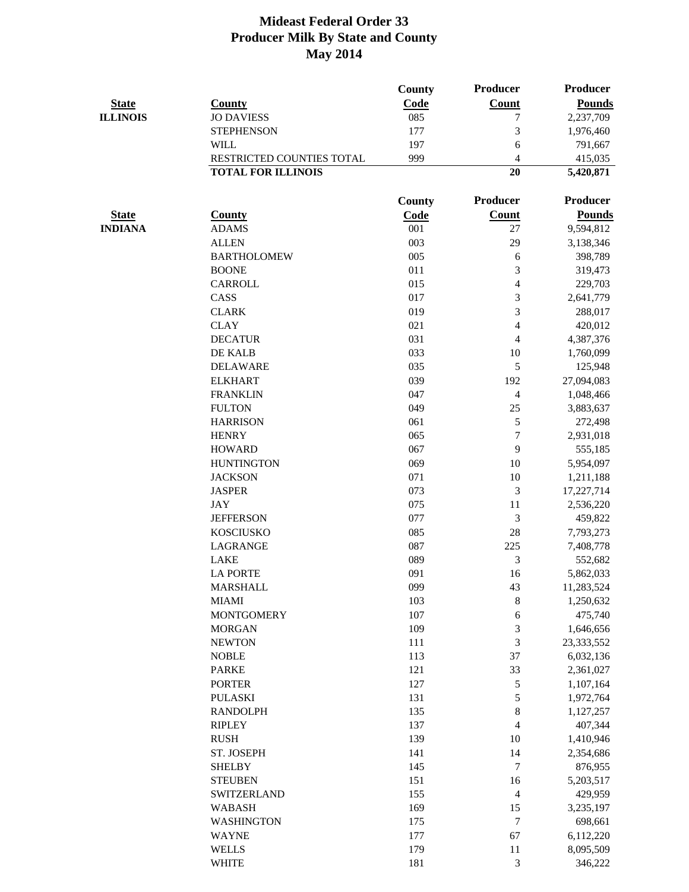# Mideast Federal Order 33
## Producer Milk By State and County
## May 2014

| State | County | County Code | Producer Count | Producer Pounds |
|---|---|---|---|---|
| ILLINOIS | JO DAVIESS | 085 | 7 | 2,237,709 |
| | STEPHENSON | 177 | 3 | 1,976,460 |
| | WILL | 197 | 6 | 791,667 |
| | RESTRICTED COUNTIES TOTAL | 999 | 4 | 415,035 |
| | **TOTAL FOR ILLINOIS** | | **20** | **5,420,871** |

| State | County | County Code | Producer Count | Producer Pounds |
|---|---|---|---|---|
| INDIANA | ADAMS | 001 | 27 | 9,594,812 |
| | ALLEN | 003 | 29 | 3,138,346 |
| | BARTHOLOMEW | 005 | 6 | 398,789 |
| | BOONE | 011 | 3 | 319,473 |
| | CARROLL | 015 | 4 | 229,703 |
| | CASS | 017 | 3 | 2,641,779 |
| | CLARK | 019 | 3 | 288,017 |
| | CLAY | 021 | 4 | 420,012 |
| | DECATUR | 031 | 4 | 4,387,376 |
| | DE KALB | 033 | 10 | 1,760,099 |
| | DELAWARE | 035 | 5 | 125,948 |
| | ELKHART | 039 | 192 | 27,094,083 |
| | FRANKLIN | 047 | 4 | 1,048,466 |
| | FULTON | 049 | 25 | 3,883,637 |
| | HARRISON | 061 | 5 | 272,498 |
| | HENRY | 065 | 7 | 2,931,018 |
| | HOWARD | 067 | 9 | 555,185 |
| | HUNTINGTON | 069 | 10 | 5,954,097 |
| | JACKSON | 071 | 10 | 1,211,188 |
| | JASPER | 073 | 3 | 17,227,714 |
| | JAY | 075 | 11 | 2,536,220 |
| | JEFFERSON | 077 | 3 | 459,822 |
| | KOSCIUSKO | 085 | 28 | 7,793,273 |
| | LAGRANGE | 087 | 225 | 7,408,778 |
| | LAKE | 089 | 3 | 552,682 |
| | LA PORTE | 091 | 16 | 5,862,033 |
| | MARSHALL | 099 | 43 | 11,283,524 |
| | MIAMI | 103 | 8 | 1,250,632 |
| | MONTGOMERY | 107 | 6 | 475,740 |
| | MORGAN | 109 | 3 | 1,646,656 |
| | NEWTON | 111 | 3 | 23,333,552 |
| | NOBLE | 113 | 37 | 6,032,136 |
| | PARKE | 121 | 33 | 2,361,027 |
| | PORTER | 127 | 5 | 1,107,164 |
| | PULASKI | 131 | 5 | 1,972,764 |
| | RANDOLPH | 135 | 8 | 1,127,257 |
| | RIPLEY | 137 | 4 | 407,344 |
| | RUSH | 139 | 10 | 1,410,946 |
| | ST. JOSEPH | 141 | 14 | 2,354,686 |
| | SHELBY | 145 | 7 | 876,955 |
| | STEUBEN | 151 | 16 | 5,203,517 |
| | SWITZERLAND | 155 | 4 | 429,959 |
| | WABASH | 169 | 15 | 3,235,197 |
| | WASHINGTON | 175 | 7 | 698,661 |
| | WAYNE | 177 | 67 | 6,112,220 |
| | WELLS | 179 | 11 | 8,095,509 |
| | WHITE | 181 | 3 | 346,222 |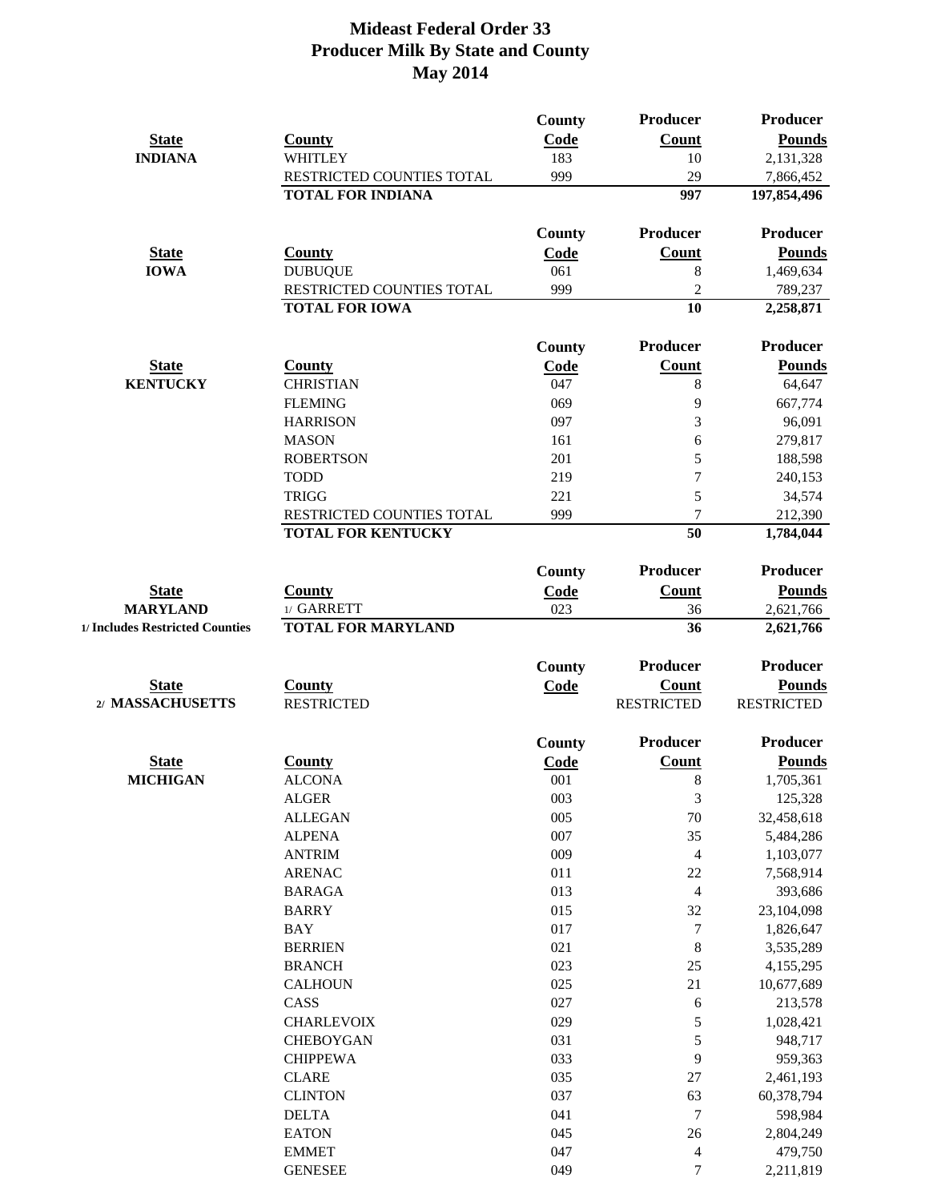# Mideast Federal Order 33
## Producer Milk By State and County
## May 2014

| State | County | County Code | Producer Count | Producer Pounds |
|---|---|---|---|---|
| INDIANA | WHITLEY | 183 | 10 | 2,131,328 |
| | RESTRICTED COUNTIES TOTAL | 999 | 29 | 7,866,452 |
| | **TOTAL FOR INDIANA** | | **997** | **197,854,496** |

| State | County | County Code | Producer Count | Producer Pounds |
|---|---|---|---|---|
| IOWA | DUBUQUE | 061 | 8 | 1,469,634 |
| | RESTRICTED COUNTIES TOTAL | 999 | 2 | 789,237 |
| | **TOTAL FOR IOWA** | | **10** | **2,258,871** |

| State | County | County Code | Producer Count | Producer Pounds |
|---|---|---|---|---|
| KENTUCKY | CHRISTIAN | 047 | 8 | 64,647 |
| | FLEMING | 069 | 9 | 667,774 |
| | HARRISON | 097 | 3 | 96,091 |
| | MASON | 161 | 6 | 279,817 |
| | ROBERTSON | 201 | 5 | 188,598 |
| | TODD | 219 | 7 | 240,153 |
| | TRIGG | 221 | 5 | 34,574 |
| | RESTRICTED COUNTIES TOTAL | 999 | 7 | 212,390 |
| | **TOTAL FOR KENTUCKY** | | **50** | **1,784,044** |

| State | County | County Code | Producer Count | Producer Pounds |
|---|---|---|---|---|
| MARYLAND | 1/ GARRETT | 023 | 36 | 2,621,766 |
| 1/ Includes Restricted Counties | **TOTAL FOR MARYLAND** | | **36** | **2,621,766** |

| State | County | County Code | Producer Count | Producer Pounds |
|---|---|---|---|---|
| 2/ MASSACHUSETTS | RESTRICTED | | RESTRICTED | RESTRICTED |

| State | County | County Code | Producer Count | Producer Pounds |
|---|---|---|---|---|
| MICHIGAN | ALCONA | 001 | 8 | 1,705,361 |
| | ALGER | 003 | 3 | 125,328 |
| | ALLEGAN | 005 | 70 | 32,458,618 |
| | ALPENA | 007 | 35 | 5,484,286 |
| | ANTRIM | 009 | 4 | 1,103,077 |
| | ARENAC | 011 | 22 | 7,568,914 |
| | BARAGA | 013 | 4 | 393,686 |
| | BARRY | 015 | 32 | 23,104,098 |
| | BAY | 017 | 7 | 1,826,647 |
| | BERRIEN | 021 | 8 | 3,535,289 |
| | BRANCH | 023 | 25 | 4,155,295 |
| | CALHOUN | 025 | 21 | 10,677,689 |
| | CASS | 027 | 6 | 213,578 |
| | CHARLEVOIX | 029 | 5 | 1,028,421 |
| | CHEBOYGAN | 031 | 5 | 948,717 |
| | CHIPPEWA | 033 | 9 | 959,363 |
| | CLARE | 035 | 27 | 2,461,193 |
| | CLINTON | 037 | 63 | 60,378,794 |
| | DELTA | 041 | 7 | 598,984 |
| | EATON | 045 | 26 | 2,804,249 |
| | EMMET | 047 | 4 | 479,750 |
| | GENESEE | 049 | 7 | 2,211,819 |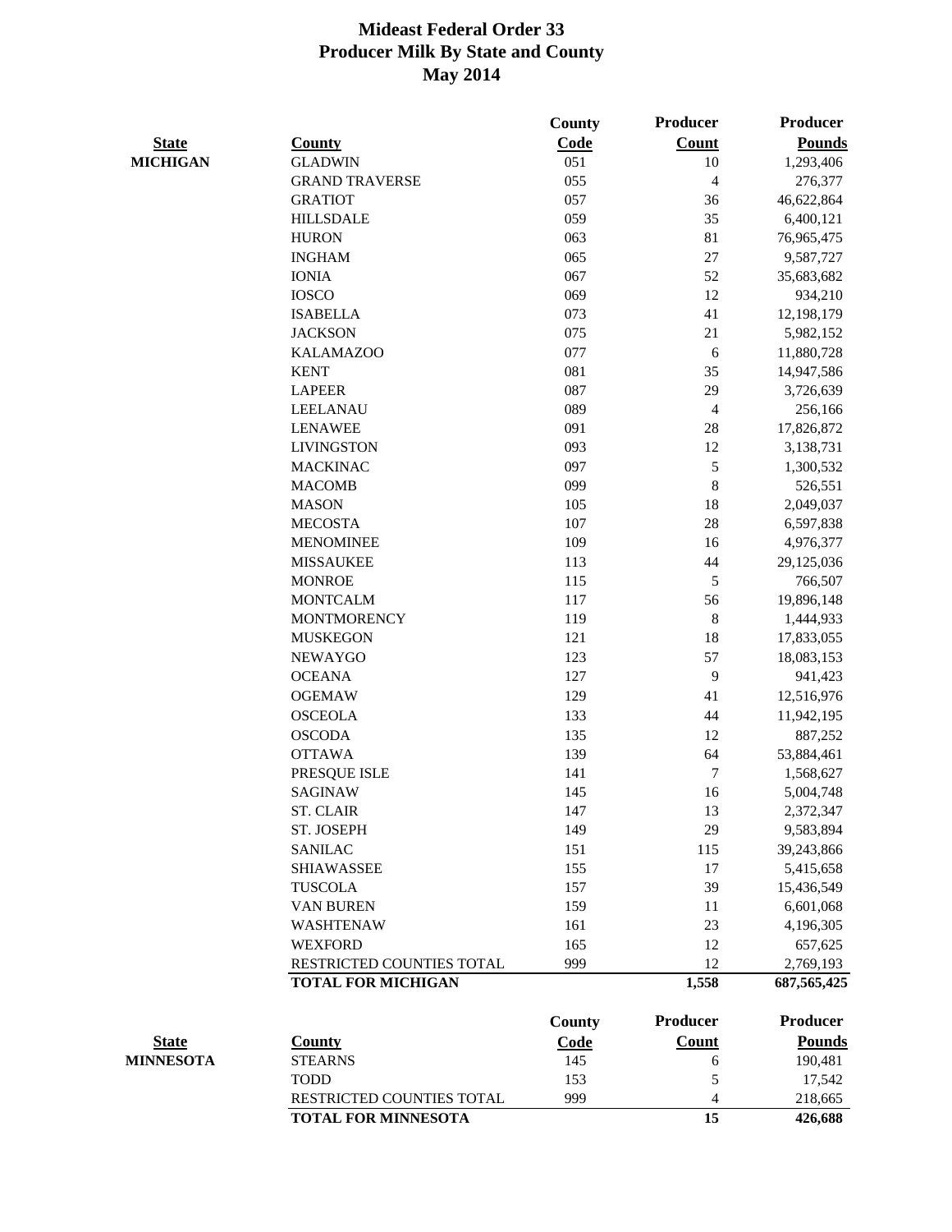# Mideast Federal Order 33
## Producer Milk By State and County
## May 2014

| State | County | County Code | Producer Count | Producer Pounds |
|---|---|---|---|---|
| MICHIGAN | GLADWIN | 051 | 10 | 1,293,406 |
| | GRAND TRAVERSE | 055 | 4 | 276,377 |
| | GRATIOT | 057 | 36 | 46,622,864 |
| | HILLSDALE | 059 | 35 | 6,400,121 |
| | HURON | 063 | 81 | 76,965,475 |
| | INGHAM | 065 | 27 | 9,587,727 |
| | IONIA | 067 | 52 | 35,683,682 |
| | IOSCO | 069 | 12 | 934,210 |
| | ISABELLA | 073 | 41 | 12,198,179 |
| | JACKSON | 075 | 21 | 5,982,152 |
| | KALAMAZOO | 077 | 6 | 11,880,728 |
| | KENT | 081 | 35 | 14,947,586 |
| | LAPEER | 087 | 29 | 3,726,639 |
| | LEELANAU | 089 | 4 | 256,166 |
| | LENAWEE | 091 | 28 | 17,826,872 |
| | LIVINGSTON | 093 | 12 | 3,138,731 |
| | MACKINAC | 097 | 5 | 1,300,532 |
| | MACOMB | 099 | 8 | 526,551 |
| | MASON | 105 | 18 | 2,049,037 |
| | MECOSTA | 107 | 28 | 6,597,838 |
| | MENOMINEE | 109 | 16 | 4,976,377 |
| | MISSAUKEE | 113 | 44 | 29,125,036 |
| | MONROE | 115 | 5 | 766,507 |
| | MONTCALM | 117 | 56 | 19,896,148 |
| | MONTMORENCY | 119 | 8 | 1,444,933 |
| | MUSKEGON | 121 | 18 | 17,833,055 |
| | NEWAYGO | 123 | 57 | 18,083,153 |
| | OCEANA | 127 | 9 | 941,423 |
| | OGEMAW | 129 | 41 | 12,516,976 |
| | OSCEOLA | 133 | 44 | 11,942,195 |
| | OSCODA | 135 | 12 | 887,252 |
| | OTTAWA | 139 | 64 | 53,884,461 |
| | PRESQUE ISLE | 141 | 7 | 1,568,627 |
| | SAGINAW | 145 | 16 | 5,004,748 |
| | ST. CLAIR | 147 | 13 | 2,372,347 |
| | ST. JOSEPH | 149 | 29 | 9,583,894 |
| | SANILAC | 151 | 115 | 39,243,866 |
| | SHIAWASSEE | 155 | 17 | 5,415,658 |
| | TUSCOLA | 157 | 39 | 15,436,549 |
| | VAN BUREN | 159 | 11 | 6,601,068 |
| | WASHTENAW | 161 | 23 | 4,196,305 |
| | WEXFORD | 165 | 12 | 657,625 |
| | RESTRICTED COUNTIES TOTAL | 999 | 12 | 2,769,193 |
| | **TOTAL FOR MICHIGAN** | | **1,558** | **687,565,425** |

| State | County | County Code | Producer Count | Producer Pounds |
|---|---|---|---|---|
| MINNESOTA | STEARNS | 145 | 6 | 190,481 |
| | TODD | 153 | 5 | 17,542 |
| | RESTRICTED COUNTIES TOTAL | 999 | 4 | 218,665 |
| | **TOTAL FOR MINNESOTA** | | **15** | **426,688** |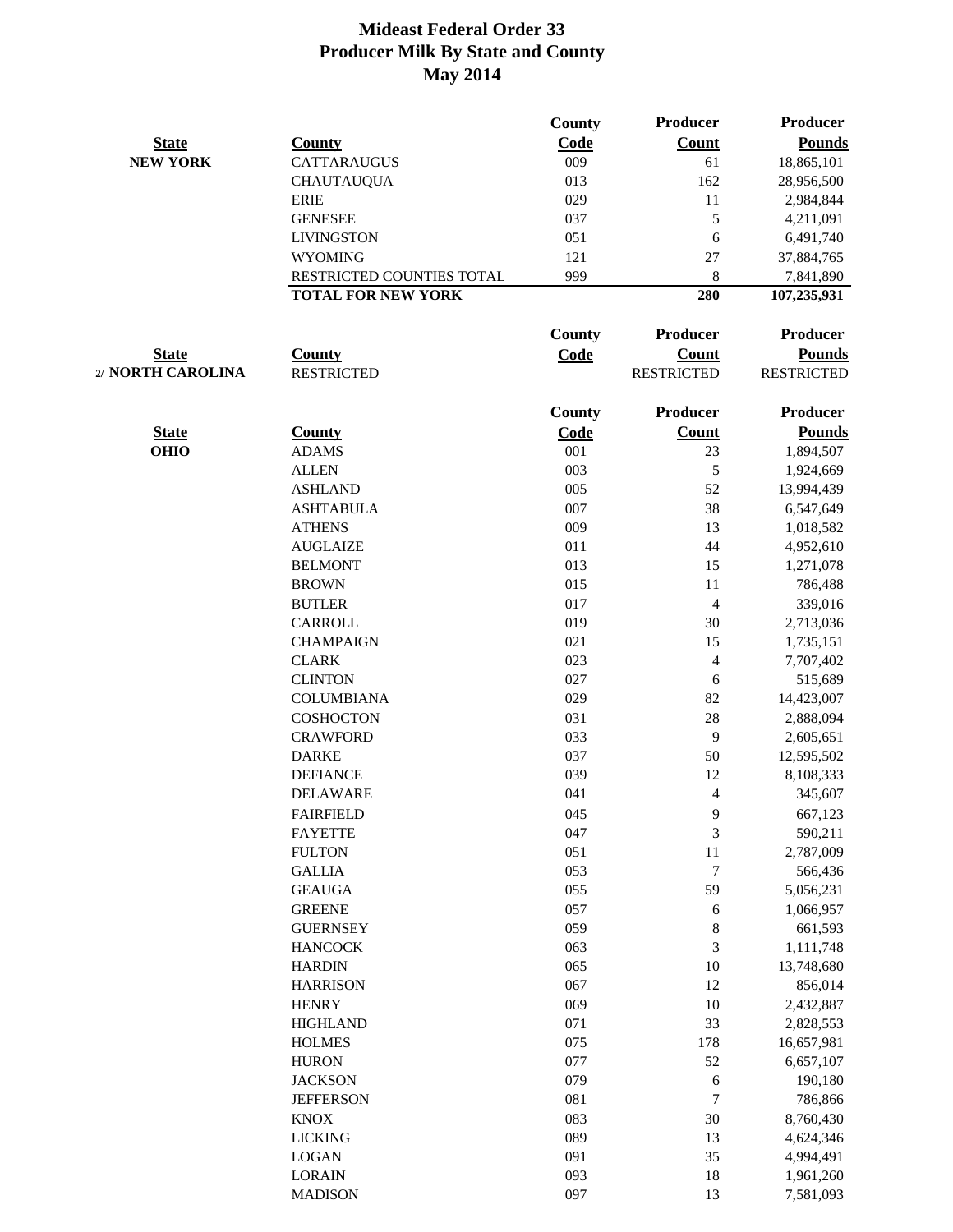# Mideast Federal Order 33
## Producer Milk By State and County
## May 2014

| State | County | County Code | Producer Count | Producer Pounds |
|---|---|---|---|---|
| NEW YORK | CATTARAUGUS | 009 | 61 | 18,865,101 |
| | CHAUTAUQUA | 013 | 162 | 28,956,500 |
| | ERIE | 029 | 11 | 2,984,844 |
| | GENESEE | 037 | 5 | 4,211,091 |
| | LIVINGSTON | 051 | 6 | 6,491,740 |
| | WYOMING | 121 | 27 | 37,884,765 |
| | RESTRICTED COUNTIES TOTAL | 999 | 8 | 7,841,890 |
| | **TOTAL FOR NEW YORK** | | **280** | **107,235,931** |

| State | County | County Code | Producer Count | Producer Pounds |
|---|---|---|---|---|
| 2/ NORTH CAROLINA | RESTRICTED | | RESTRICTED | RESTRICTED |

| State | County | County Code | Producer Count | Producer Pounds |
|---|---|---|---|---|
| OHIO | ADAMS | 001 | 23 | 1,894,507 |
| | ALLEN | 003 | 5 | 1,924,669 |
| | ASHLAND | 005 | 52 | 13,994,439 |
| | ASHTABULA | 007 | 38 | 6,547,649 |
| | ATHENS | 009 | 13 | 1,018,582 |
| | AUGLAIZE | 011 | 44 | 4,952,610 |
| | BELMONT | 013 | 15 | 1,271,078 |
| | BROWN | 015 | 11 | 786,488 |
| | BUTLER | 017 | 4 | 339,016 |
| | CARROLL | 019 | 30 | 2,713,036 |
| | CHAMPAIGN | 021 | 15 | 1,735,151 |
| | CLARK | 023 | 4 | 7,707,402 |
| | CLINTON | 027 | 6 | 515,689 |
| | COLUMBIANA | 029 | 82 | 14,423,007 |
| | COSHOCTON | 031 | 28 | 2,888,094 |
| | CRAWFORD | 033 | 9 | 2,605,651 |
| | DARKE | 037 | 50 | 12,595,502 |
| | DEFIANCE | 039 | 12 | 8,108,333 |
| | DELAWARE | 041 | 4 | 345,607 |
| | FAIRFIELD | 045 | 9 | 667,123 |
| | FAYETTE | 047 | 3 | 590,211 |
| | FULTON | 051 | 11 | 2,787,009 |
| | GALLIA | 053 | 7 | 566,436 |
| | GEAUGA | 055 | 59 | 5,056,231 |
| | GREENE | 057 | 6 | 1,066,957 |
| | GUERNSEY | 059 | 8 | 661,593 |
| | HANCOCK | 063 | 3 | 1,111,748 |
| | HARDIN | 065 | 10 | 13,748,680 |
| | HARRISON | 067 | 12 | 856,014 |
| | HENRY | 069 | 10 | 2,432,887 |
| | HIGHLAND | 071 | 33 | 2,828,553 |
| | HOLMES | 075 | 178 | 16,657,981 |
| | HURON | 077 | 52 | 6,657,107 |
| | JACKSON | 079 | 6 | 190,180 |
| | JEFFERSON | 081 | 7 | 786,866 |
| | KNOX | 083 | 30 | 8,760,430 |
| | LICKING | 089 | 13 | 4,624,346 |
| | LOGAN | 091 | 35 | 4,994,491 |
| | LORAIN | 093 | 18 | 1,961,260 |
| | MADISON | 097 | 13 | 7,581,093 |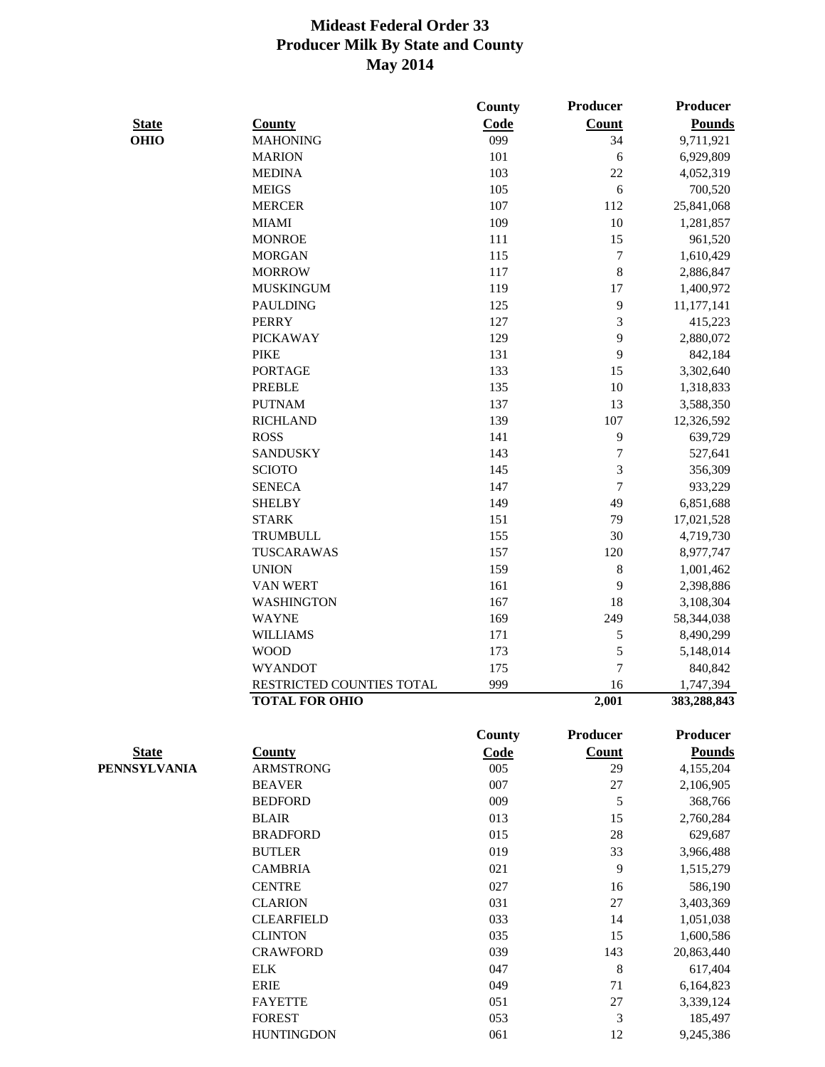# Mideast Federal Order 33
## Producer Milk By State and County
## May 2014

| State | County | County Code | Producer Count | Producer Pounds |
|---|---|---|---|---|
| **OHIO** | MAHONING | 099 | 34 | 9,711,921 |
| | MARION | 101 | 6 | 6,929,809 |
| | MEDINA | 103 | 22 | 4,052,319 |
| | MEIGS | 105 | 6 | 700,520 |
| | MERCER | 107 | 112 | 25,841,068 |
| | MIAMI | 109 | 10 | 1,281,857 |
| | MONROE | 111 | 15 | 961,520 |
| | MORGAN | 115 | 7 | 1,610,429 |
| | MORROW | 117 | 8 | 2,886,847 |
| | MUSKINGUM | 119 | 17 | 1,400,972 |
| | PAULDING | 125 | 9 | 11,177,141 |
| | PERRY | 127 | 3 | 415,223 |
| | PICKAWAY | 129 | 9 | 2,880,072 |
| | PIKE | 131 | 9 | 842,184 |
| | PORTAGE | 133 | 15 | 3,302,640 |
| | PREBLE | 135 | 10 | 1,318,833 |
| | PUTNAM | 137 | 13 | 3,588,350 |
| | RICHLAND | 139 | 107 | 12,326,592 |
| | ROSS | 141 | 9 | 639,729 |
| | SANDUSKY | 143 | 7 | 527,641 |
| | SCIOTO | 145 | 3 | 356,309 |
| | SENECA | 147 | 7 | 933,229 |
| | SHELBY | 149 | 49 | 6,851,688 |
| | STARK | 151 | 79 | 17,021,528 |
| | TRUMBULL | 155 | 30 | 4,719,730 |
| | TUSCARAWAS | 157 | 120 | 8,977,747 |
| | UNION | 159 | 8 | 1,001,462 |
| | VAN WERT | 161 | 9 | 2,398,886 |
| | WASHINGTON | 167 | 18 | 3,108,304 |
| | WAYNE | 169 | 249 | 58,344,038 |
| | WILLIAMS | 171 | 5 | 8,490,299 |
| | WOOD | 173 | 5 | 5,148,014 |
| | WYANDOT | 175 | 7 | 840,842 |
| | RESTRICTED COUNTIES TOTAL | 999 | 16 | 1,747,394 |
| | **TOTAL FOR OHIO** | | **2,001** | **383,288,843** |

| State | County | County Code | Producer Count | Producer Pounds |
|---|---|---|---|---|
| **PENNSYLVANIA** | ARMSTRONG | 005 | 29 | 4,155,204 |
| | BEAVER | 007 | 27 | 2,106,905 |
| | BEDFORD | 009 | 5 | 368,766 |
| | BLAIR | 013 | 15 | 2,760,284 |
| | BRADFORD | 015 | 28 | 629,687 |
| | BUTLER | 019 | 33 | 3,966,488 |
| | CAMBRIA | 021 | 9 | 1,515,279 |
| | CENTRE | 027 | 16 | 586,190 |
| | CLARION | 031 | 27 | 3,403,369 |
| | CLEARFIELD | 033 | 14 | 1,051,038 |
| | CLINTON | 035 | 15 | 1,600,586 |
| | CRAWFORD | 039 | 143 | 20,863,440 |
| | ELK | 047 | 8 | 617,404 |
| | ERIE | 049 | 71 | 6,164,823 |
| | FAYETTE | 051 | 27 | 3,339,124 |
| | FOREST | 053 | 3 | 185,497 |
| | HUNTINGDON | 061 | 12 | 9,245,386 |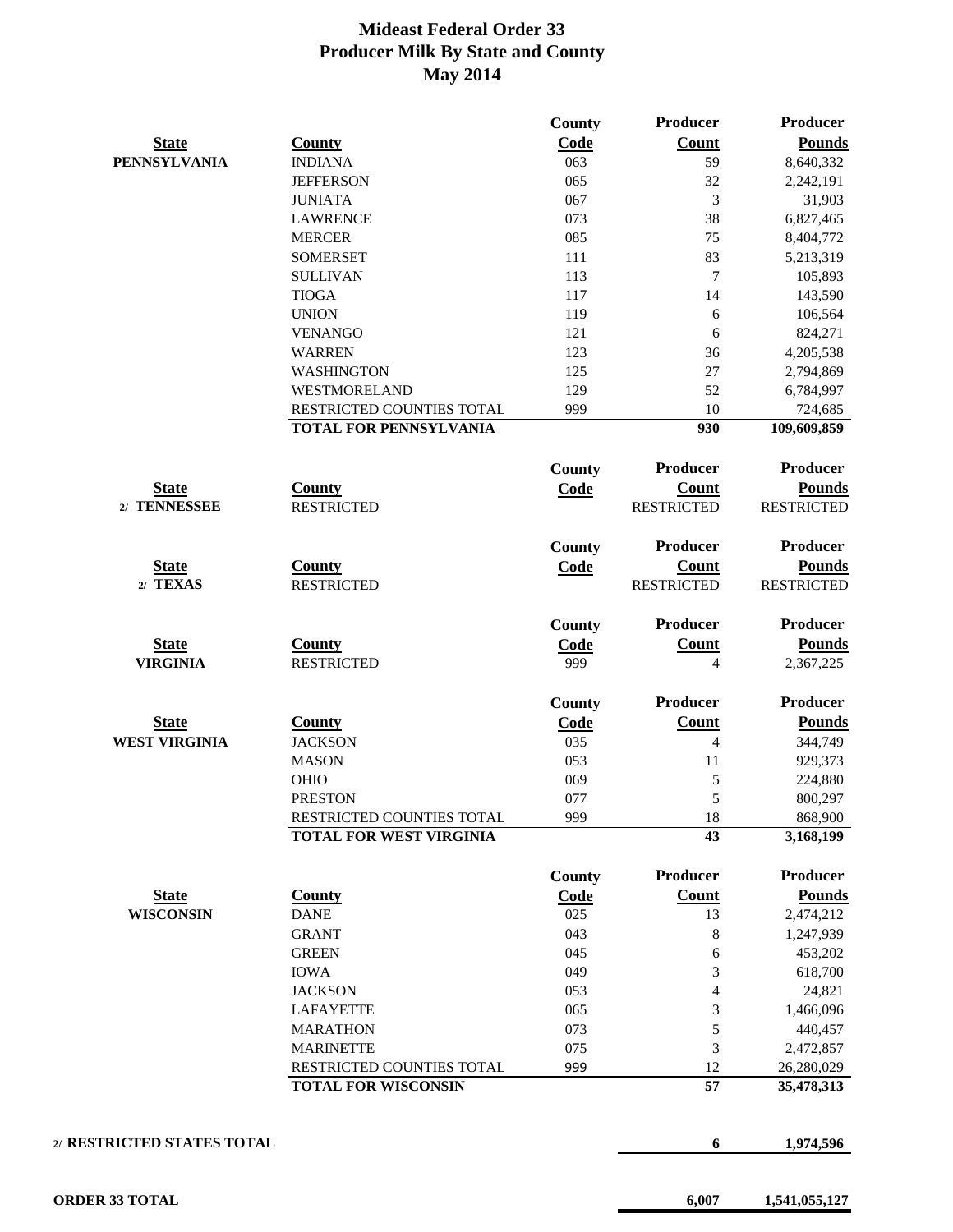# Mideast Federal Order 33
## Producer Milk By State and County
## May 2014

| State | County | County Code | Producer Count | Producer Pounds |
|---|---|---|---|---|
| PENNSYLVANIA | INDIANA | 063 | 59 | 8,640,332 |
| | JEFFERSON | 065 | 32 | 2,242,191 |
| | JUNIATA | 067 | 3 | 31,903 |
| | LAWRENCE | 073 | 38 | 6,827,465 |
| | MERCER | 085 | 75 | 8,404,772 |
| | SOMERSET | 111 | 83 | 5,213,319 |
| | SULLIVAN | 113 | 7 | 105,893 |
| | TIOGA | 117 | 14 | 143,590 |
| | UNION | 119 | 6 | 106,564 |
| | VENANGO | 121 | 6 | 824,271 |
| | WARREN | 123 | 36 | 4,205,538 |
| | WASHINGTON | 125 | 27 | 2,794,869 |
| | WESTMORELAND | 129 | 52 | 6,784,997 |
| | RESTRICTED COUNTIES TOTAL | 999 | 10 | 724,685 |
| | **TOTAL FOR PENNSYLVANIA** | | **930** | **109,609,859** |

| State | County | County Code | Producer Count | Producer Pounds |
|---|---|---|---|---|
| 2/ TENNESSEE | RESTRICTED | | RESTRICTED | RESTRICTED |

| State | County | County Code | Producer Count | Producer Pounds |
|---|---|---|---|---|
| 2/ TEXAS | RESTRICTED | | RESTRICTED | RESTRICTED |

| State | County | County Code | Producer Count | Producer Pounds |
|---|---|---|---|---|
| VIRGINIA | RESTRICTED | 999 | 4 | 2,367,225 |

| State | County | County Code | Producer Count | Producer Pounds |
|---|---|---|---|---|
| WEST VIRGINIA | JACKSON | 035 | 4 | 344,749 |
| | MASON | 053 | 11 | 929,373 |
| | OHIO | 069 | 5 | 224,880 |
| | PRESTON | 077 | 5 | 800,297 |
| | RESTRICTED COUNTIES TOTAL | 999 | 18 | 868,900 |
| | **TOTAL FOR WEST VIRGINIA** | | **43** | **3,168,199** |

| State | County | County Code | Producer Count | Producer Pounds |
|---|---|---|---|---|
| WISCONSIN | DANE | 025 | 13 | 2,474,212 |
| | GRANT | 043 | 8 | 1,247,939 |
| | GREEN | 045 | 6 | 453,202 |
| | IOWA | 049 | 3 | 618,700 |
| | JACKSON | 053 | 4 | 24,821 |
| | LAFAYETTE | 065 | 3 | 1,466,096 |
| | MARATHON | 073 | 5 | 440,457 |
| | MARINETTE | 075 | 3 | 2,472,857 |
| | RESTRICTED COUNTIES TOTAL | 999 | 12 | 26,280,029 |
| | **TOTAL FOR WISCONSIN** | | **57** | **35,478,313** |

| | | | Producer Count | Producer Pounds |
|---|---|---|---|---|
| **2/ RESTRICTED STATES TOTAL** | | | **6** | **1,974,596** |
| **ORDER 33 TOTAL** | | | **6,007** | **1,541,055,127** |